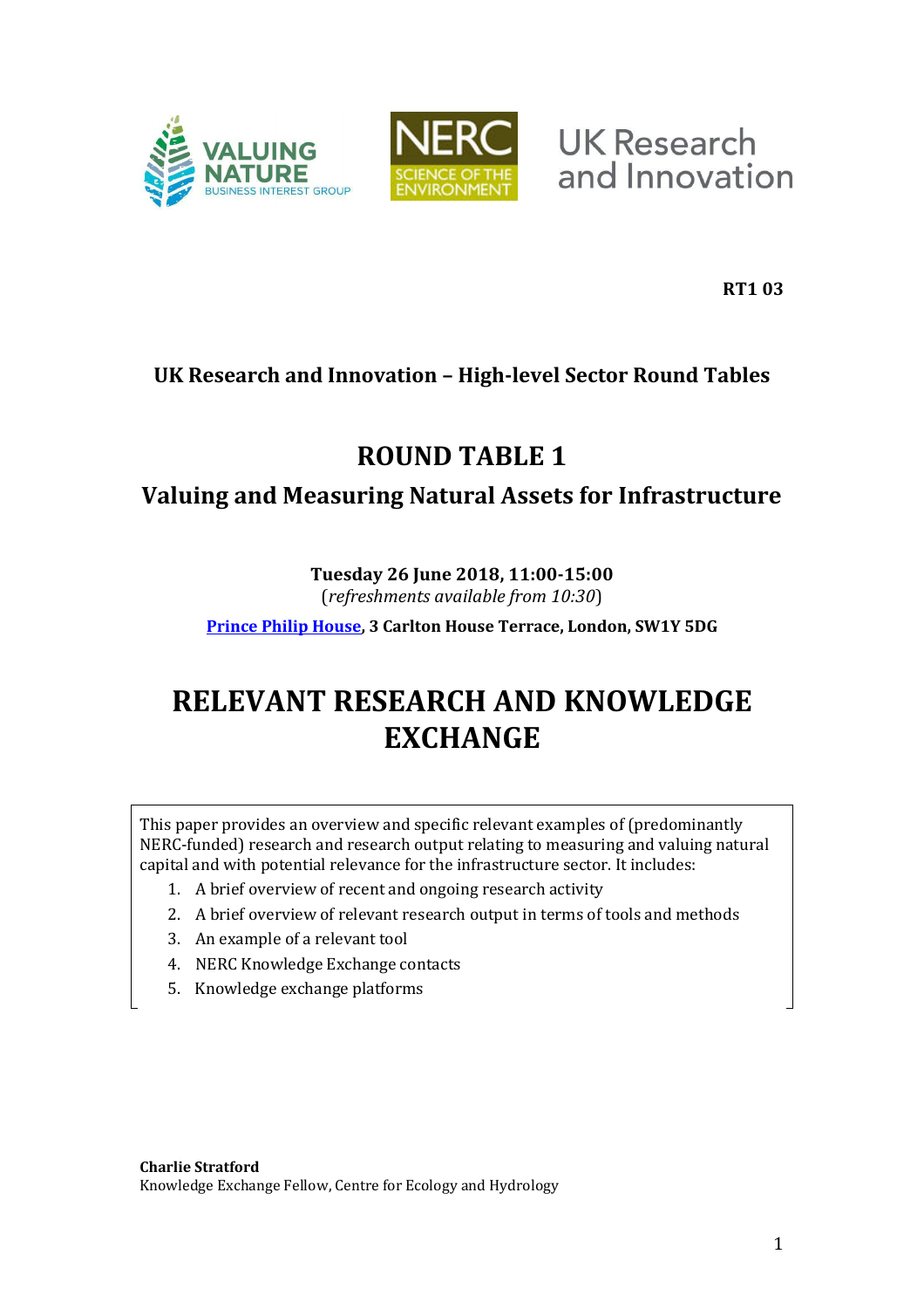**RT1 03**

**UK Research and Innovation – High-level Sector Round Tables**

# ROUND TABLE 1

## Valuing and Measuring Natural Assets for Infrastructure

**Tuesday 26 June 2018, 11:00-15:00**
(*refreshments available from 10:30*)

**Prince Philip House, 3 Carlton House Terrace, London, SW1Y 5DG**

# RELEVANT RESEARCH AND KNOWLEDGE EXCHANGE

This paper provides an overview and specific relevant examples of (predominantly NERC-funded) research and research output relating to measuring and valuing natural capital and with potential relevance for the infrastructure sector. It includes:

1. A brief overview of recent and ongoing research activity
2. A brief overview of relevant research output in terms of tools and methods
3. An example of a relevant tool
4. NERC Knowledge Exchange contacts
5. Knowledge exchange platforms

**Charlie Stratford**
Knowledge Exchange Fellow, Centre for Ecology and Hydrology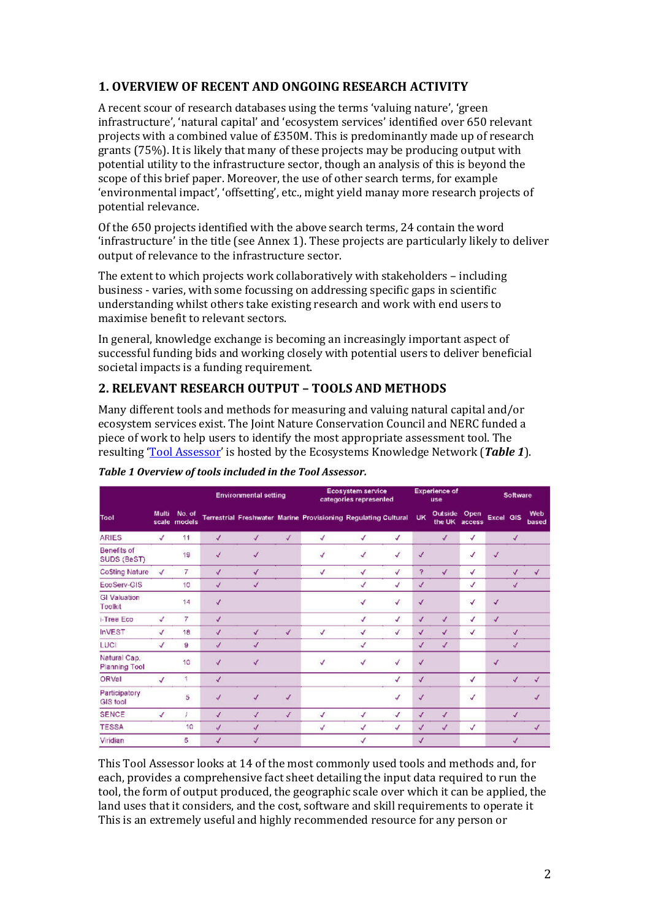## 1. OVERVIEW OF RECENT AND ONGOING RESEARCH ACTIVITY

A recent scour of research databases using the terms 'valuing nature', 'green infrastructure', 'natural capital' and 'ecosystem services' identified over 650 relevant projects with a combined value of £350M. This is predominantly made up of research grants (75%). It is likely that many of these projects may be producing output with potential utility to the infrastructure sector, though an analysis of this is beyond the scope of this brief paper. Moreover, the use of other search terms, for example 'environmental impact', 'offsetting', etc., might yield manay more research projects of potential relevance.

Of the 650 projects identified with the above search terms, 24 contain the word 'infrastructure' in the title (see Annex 1). These projects are particularly likely to deliver output of relevance to the infrastructure sector.

The extent to which projects work collaboratively with stakeholders – including business - varies, with some focussing on addressing specific gaps in scientific understanding whilst others take existing research and work with end users to maximise benefit to relevant sectors.

In general, knowledge exchange is becoming an increasingly important aspect of successful funding bids and working closely with potential users to deliver beneficial societal impacts is a funding requirement.

## 2. RELEVANT RESEARCH OUTPUT – TOOLS AND METHODS

Many different tools and methods for measuring and valuing natural capital and/or ecosystem services exist. The Joint Nature Conservation Council and NERC funded a piece of work to help users to identify the most appropriate assessment tool. The resulting 'Tool Assessor' is hosted by the Ecosystems Knowledge Network (***Table 1***).

***Table 1 Overview of tools included in the Tool Assessor.***

| | | | Environmental setting | | | Ecosystem service categories represented | | | Experience of use | | | Software | | |
|---|---|---|---|---|---|---|---|---|---|---|---|---|---|---|
| Tool | Multi scale | No. of models | Terrestrial | Freshwater | Marine | Provisioning | Regulating | Cultural | UK | Outside the UK | Open access | Excel | GIS | Web based |
| ARIES | ✓ | 11 | ✓ | ✓ | ✓ | ✓ | ✓ | ✓ | | ✓ | ✓ | | ✓ | |
| Benefits of SUDS (BeST) | | 19 | ✓ | ✓ | | ✓ | ✓ | ✓ | ✓ | | ✓ | ✓ | | |
| CoSting Nature | ✓ | 7 | ✓ | ✓ | | ✓ | ✓ | ✓ | ? | ✓ | ✓ | | ✓ | ✓ |
| EcoServ-GIS | | 10 | ✓ | ✓ | | | ✓ | ✓ | ✓ | | ✓ | | ✓ | |
| GI Valuation Toolkit | | 14 | ✓ | | | | ✓ | ✓ | ✓ | | ✓ | ✓ | | |
| i-Tree Eco | ✓ | 7 | ✓ | | | | ✓ | ✓ | ✓ | ✓ | ✓ | ✓ | | |
| InVEST | ✓ | 18 | ✓ | ✓ | ✓ | ✓ | ✓ | ✓ | ✓ | ✓ | ✓ | | ✓ | |
| LUCI | ✓ | 9 | ✓ | ✓ | | | ✓ | | ✓ | ✓ | | | ✓ | |
| Natural Cap. Planning Tool | | 10 | ✓ | ✓ | | ✓ | ✓ | ✓ | ✓ | | | ✓ | | |
| ORVal | ✓ | 1 | ✓ | | | | | ✓ | ✓ | | ✓ | | ✓ | ✓ |
| Participatory GIS tool | | 5 | ✓ | ✓ | ✓ | | | ✓ | ✓ | | ✓ | | | ✓ |
| SENCE | ✓ | / | ✓ | ✓ | ✓ | ✓ | ✓ | ✓ | ✓ | ✓ | | | ✓ | |
| TESSA | | 10 | ✓ | ✓ | | ✓ | ✓ | ✓ | ✓ | ✓ | ✓ | | | ✓ |
| Viridian | | 5 | ✓ | ✓ | | | ✓ | | ✓ | | | | ✓ | |

This Tool Assessor looks at 14 of the most commonly used tools and methods and, for each, provides a comprehensive fact sheet detailing the input data required to run the tool, the form of output produced, the geographic scale over which it can be applied, the land uses that it considers, and the cost, software and skill requirements to operate it This is an extremely useful and highly recommended resource for any person or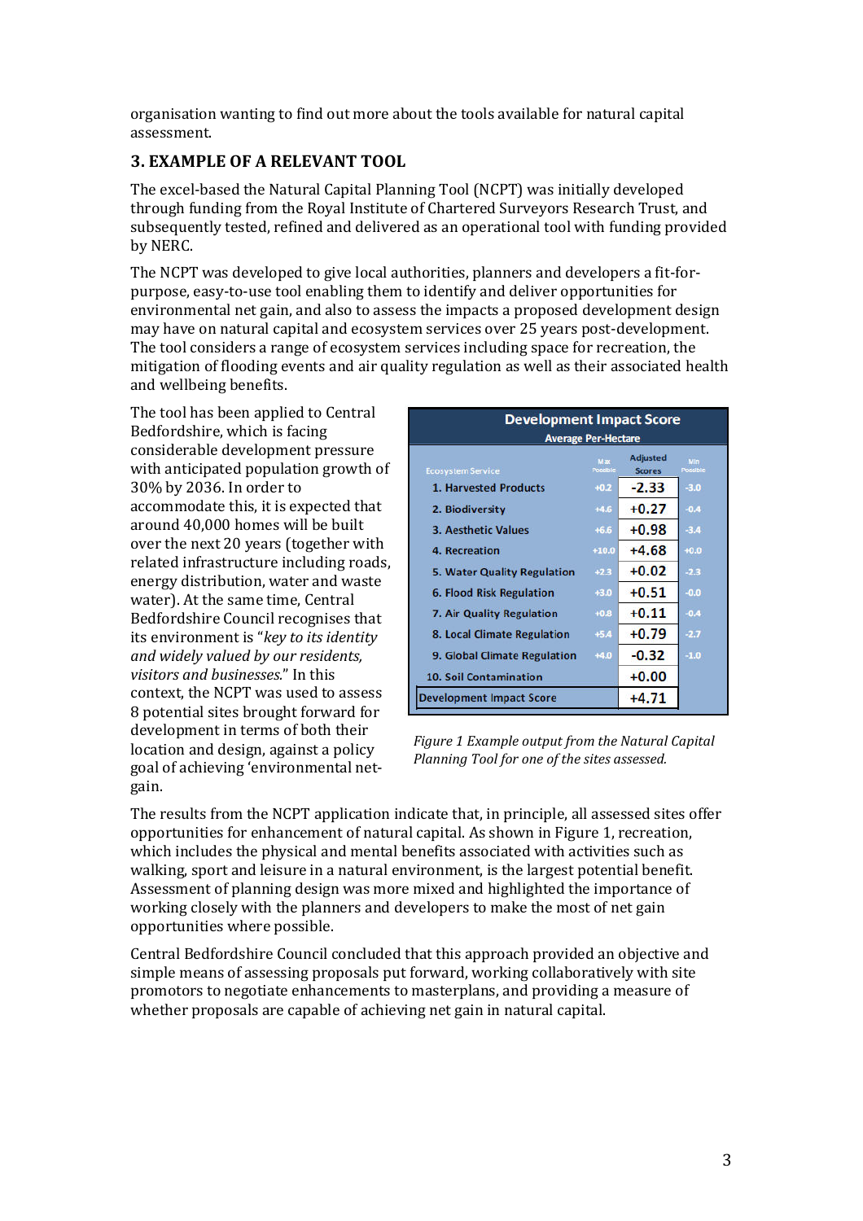organisation wanting to find out more about the tools available for natural capital assessment.

### 3. EXAMPLE OF A RELEVANT TOOL

The excel-based the Natural Capital Planning Tool (NCPT) was initially developed through funding from the Royal Institute of Chartered Surveyors Research Trust, and subsequently tested, refined and delivered as an operational tool with funding provided by NERC.

The NCPT was developed to give local authorities, planners and developers a fit-for-purpose, easy-to-use tool enabling them to identify and deliver opportunities for environmental net gain, and also to assess the impacts a proposed development design may have on natural capital and ecosystem services over 25 years post-development. The tool considers a range of ecosystem services including space for recreation, the mitigation of flooding events and air quality regulation as well as their associated health and wellbeing benefits.

The tool has been applied to Central Bedfordshire, which is facing considerable development pressure with anticipated population growth of 30% by 2036. In order to accommodate this, it is expected that around 40,000 homes will be built over the next 20 years (together with related infrastructure including roads, energy distribution, water and waste water). At the same time, Central Bedfordshire Council recognises that its environment is "*key to its identity and widely valued by our residents, visitors and businesses.*" In this context, the NCPT was used to assess 8 potential sites brought forward for development in terms of both their location and design, against a policy goal of achieving 'environmental net-gain.

**Development Impact Score**
**Average Per-Hectare**

| Ecosystem Service | Max Possible | Adjusted Scores | Min Possible |
|---|---|---|---|
| 1. Harvested Products | +0.2 | -2.33 | -3.0 |
| 2. Biodiversity | +4.6 | +0.27 | -0.4 |
| 3. Aesthetic Values | +6.6 | +0.98 | -3.4 |
| 4. Recreation | +10.0 | +4.68 | +0.0 |
| 5. Water Quality Regulation | +2.3 | +0.02 | -2.3 |
| 6. Flood Risk Regulation | +3.0 | +0.51 | -0.0 |
| 7. Air Quality Regulation | +0.8 | +0.11 | -0.4 |
| 8. Local Climate Regulation | +5.4 | +0.79 | -2.7 |
| 9. Global Climate Regulation | +4.0 | -0.32 | -1.0 |
| 10. Soil Contamination | | +0.00 | |
| Development Impact Score | | +4.71 | |

*Figure 1 Example output from the Natural Capital Planning Tool for one of the sites assessed.*

The results from the NCPT application indicate that, in principle, all assessed sites offer opportunities for enhancement of natural capital. As shown in Figure 1, recreation, which includes the physical and mental benefits associated with activities such as walking, sport and leisure in a natural environment, is the largest potential benefit. Assessment of planning design was more mixed and highlighted the importance of working closely with the planners and developers to make the most of net gain opportunities where possible.

Central Bedfordshire Council concluded that this approach provided an objective and simple means of assessing proposals put forward, working collaboratively with site promotors to negotiate enhancements to masterplans, and providing a measure of whether proposals are capable of achieving net gain in natural capital.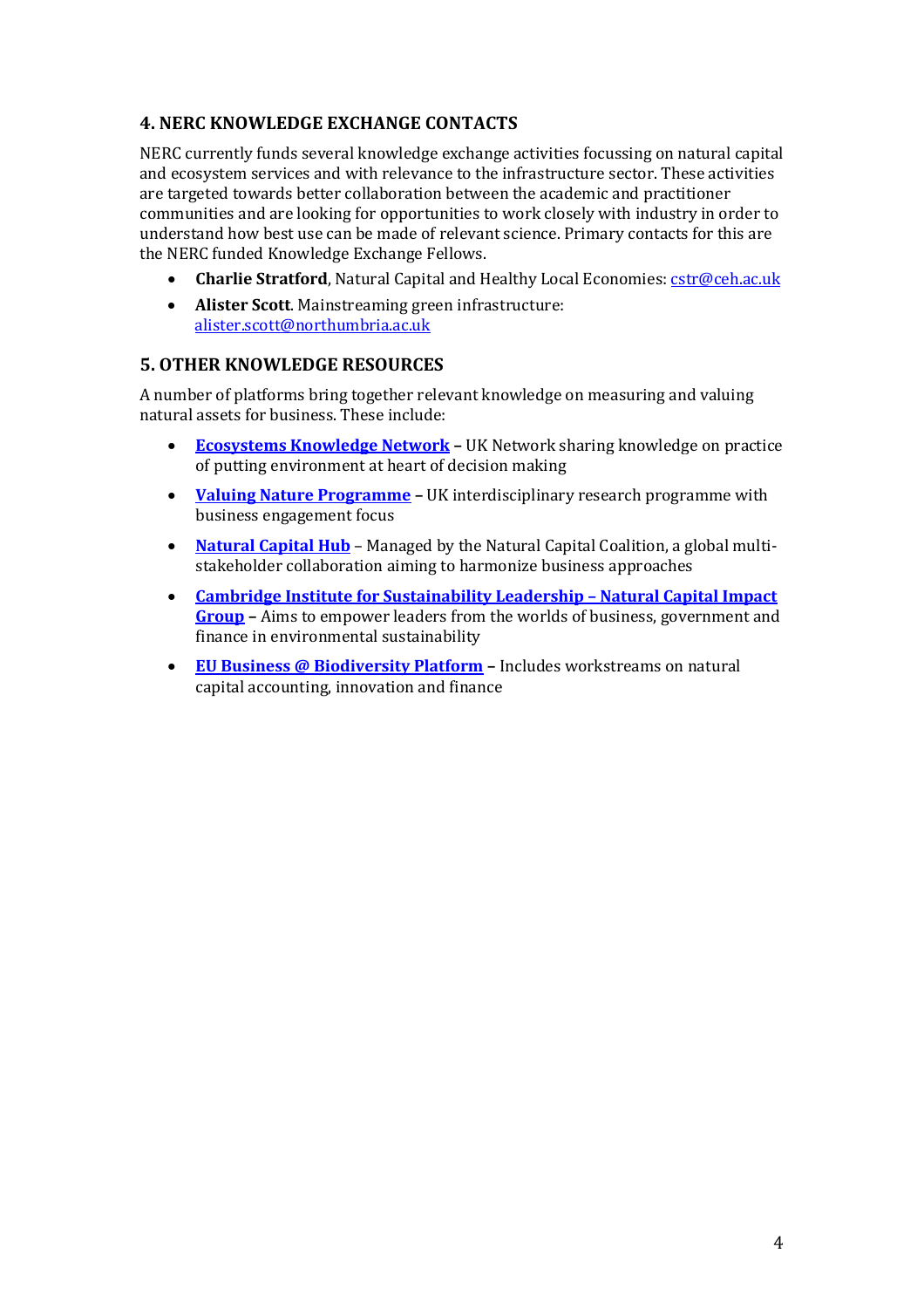## 4. NERC KNOWLEDGE EXCHANGE CONTACTS

NERC currently funds several knowledge exchange activities focussing on natural capital and ecosystem services and with relevance to the infrastructure sector. These activities are targeted towards better collaboration between the academic and practitioner communities and are looking for opportunities to work closely with industry in order to understand how best use can be made of relevant science. Primary contacts for this are the NERC funded Knowledge Exchange Fellows.

- **Charlie Stratford**, Natural Capital and Healthy Local Economies: cstr@ceh.ac.uk
- **Alister Scott**. Mainstreaming green infrastructure: alister.scott@northumbria.ac.uk

## 5. OTHER KNOWLEDGE RESOURCES

A number of platforms bring together relevant knowledge on measuring and valuing natural assets for business. These include:

- **Ecosystems Knowledge Network** – UK Network sharing knowledge on practice of putting environment at heart of decision making
- **Valuing Nature Programme** – UK interdisciplinary research programme with business engagement focus
- **Natural Capital Hub** – Managed by the Natural Capital Coalition, a global multi-stakeholder collaboration aiming to harmonize business approaches
- **Cambridge Institute for Sustainability Leadership – Natural Capital Impact Group** – Aims to empower leaders from the worlds of business, government and finance in environmental sustainability
- **EU Business @ Biodiversity Platform** – Includes workstreams on natural capital accounting, innovation and finance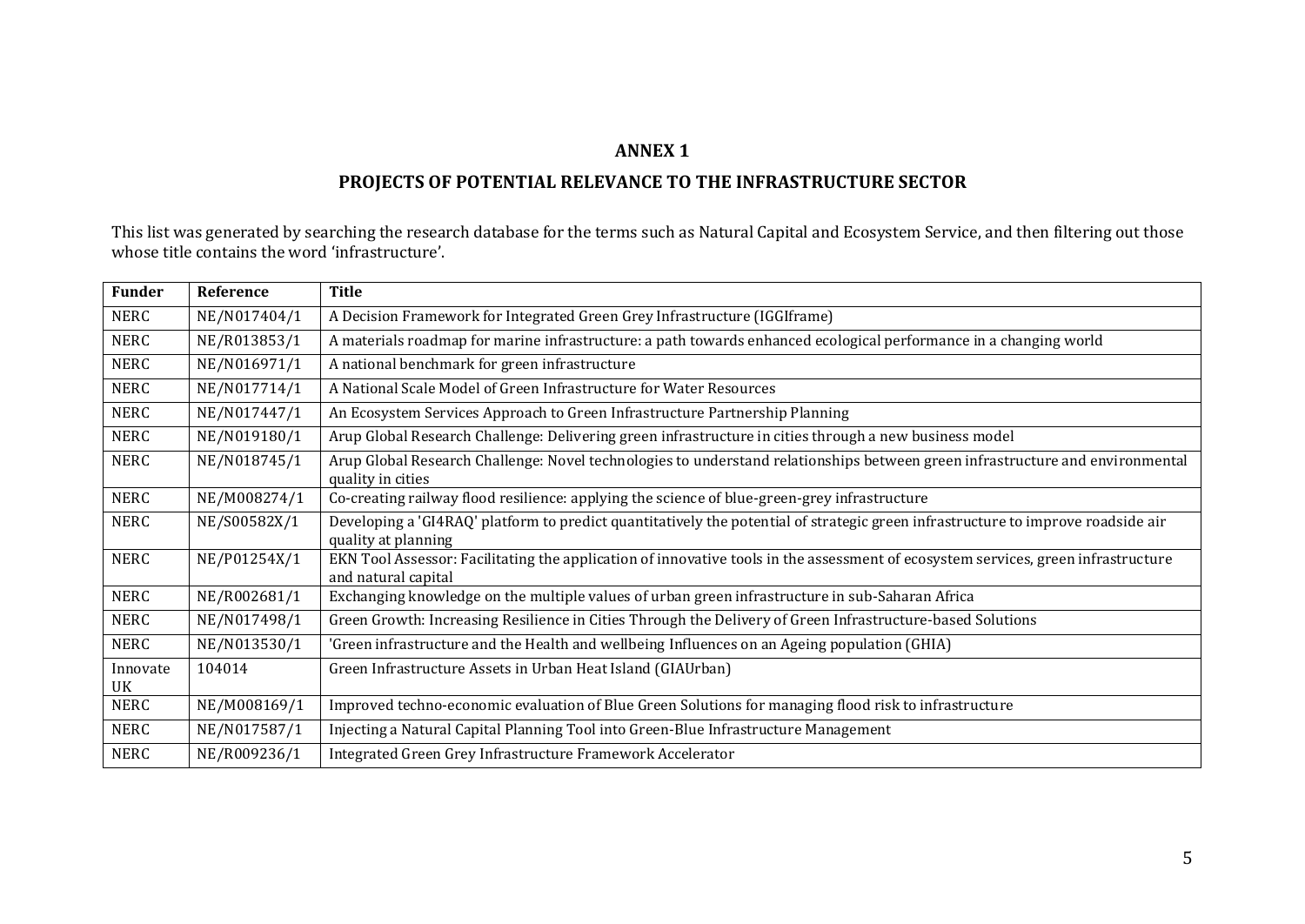## ANNEX 1

## PROJECTS OF POTENTIAL RELEVANCE TO THE INFRASTRUCTURE SECTOR

This list was generated by searching the research database for the terms such as Natural Capital and Ecosystem Service, and then filtering out those whose title contains the word 'infrastructure'.

| Funder | Reference | Title |
|---|---|---|
| NERC | NE/N017404/1 | A Decision Framework for Integrated Green Grey Infrastructure (IGGIframe) |
| NERC | NE/R013853/1 | A materials roadmap for marine infrastructure: a path towards enhanced ecological performance in a changing world |
| NERC | NE/N016971/1 | A national benchmark for green infrastructure |
| NERC | NE/N017714/1 | A National Scale Model of Green Infrastructure for Water Resources |
| NERC | NE/N017447/1 | An Ecosystem Services Approach to Green Infrastructure Partnership Planning |
| NERC | NE/N019180/1 | Arup Global Research Challenge: Delivering green infrastructure in cities through a new business model |
| NERC | NE/N018745/1 | Arup Global Research Challenge: Novel technologies to understand relationships between green infrastructure and environmental quality in cities |
| NERC | NE/M008274/1 | Co-creating railway flood resilience: applying the science of blue-green-grey infrastructure |
| NERC | NE/S00582X/1 | Developing a 'GI4RAQ' platform to predict quantitatively the potential of strategic green infrastructure to improve roadside air quality at planning |
| NERC | NE/P01254X/1 | EKN Tool Assessor: Facilitating the application of innovative tools in the assessment of ecosystem services, green infrastructure and natural capital |
| NERC | NE/R002681/1 | Exchanging knowledge on the multiple values of urban green infrastructure in sub-Saharan Africa |
| NERC | NE/N017498/1 | Green Growth: Increasing Resilience in Cities Through the Delivery of Green Infrastructure-based Solutions |
| NERC | NE/N013530/1 | 'Green infrastructure and the Health and wellbeing Influences on an Ageing population (GHIA) |
| Innovate UK | 104014 | Green Infrastructure Assets in Urban Heat Island (GIAUrban) |
| NERC | NE/M008169/1 | Improved techno-economic evaluation of Blue Green Solutions for managing flood risk to infrastructure |
| NERC | NE/N017587/1 | Injecting a Natural Capital Planning Tool into Green-Blue Infrastructure Management |
| NERC | NE/R009236/1 | Integrated Green Grey Infrastructure Framework Accelerator |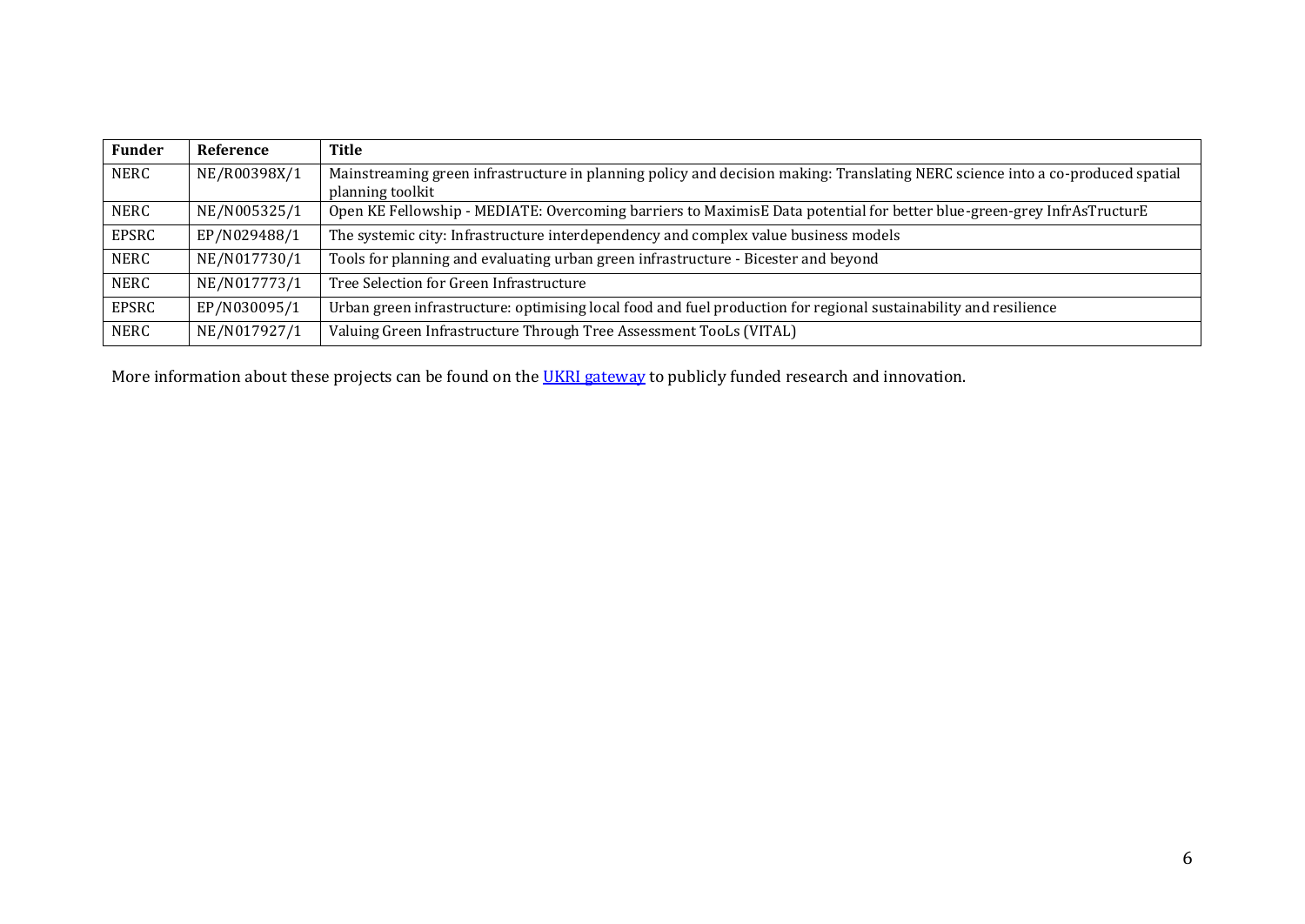| Funder | Reference | Title |
|---|---|---|
| NERC | NE/R00398X/1 | Mainstreaming green infrastructure in planning policy and decision making: Translating NERC science into a co-produced spatial planning toolkit |
| NERC | NE/N005325/1 | Open KE Fellowship - MEDIATE: Overcoming barriers to MaximisE Data potential for better blue-green-grey InfrAsTructurE |
| EPSRC | EP/N029488/1 | The systemic city: Infrastructure interdependency and complex value business models |
| NERC | NE/N017730/1 | Tools for planning and evaluating urban green infrastructure - Bicester and beyond |
| NERC | NE/N017773/1 | Tree Selection for Green Infrastructure |
| EPSRC | EP/N030095/1 | Urban green infrastructure: optimising local food and fuel production for regional sustainability and resilience |
| NERC | NE/N017927/1 | Valuing Green Infrastructure Through Tree Assessment TooLs (VITAL) |

More information about these projects can be found on the UKRI gateway to publicly funded research and innovation.